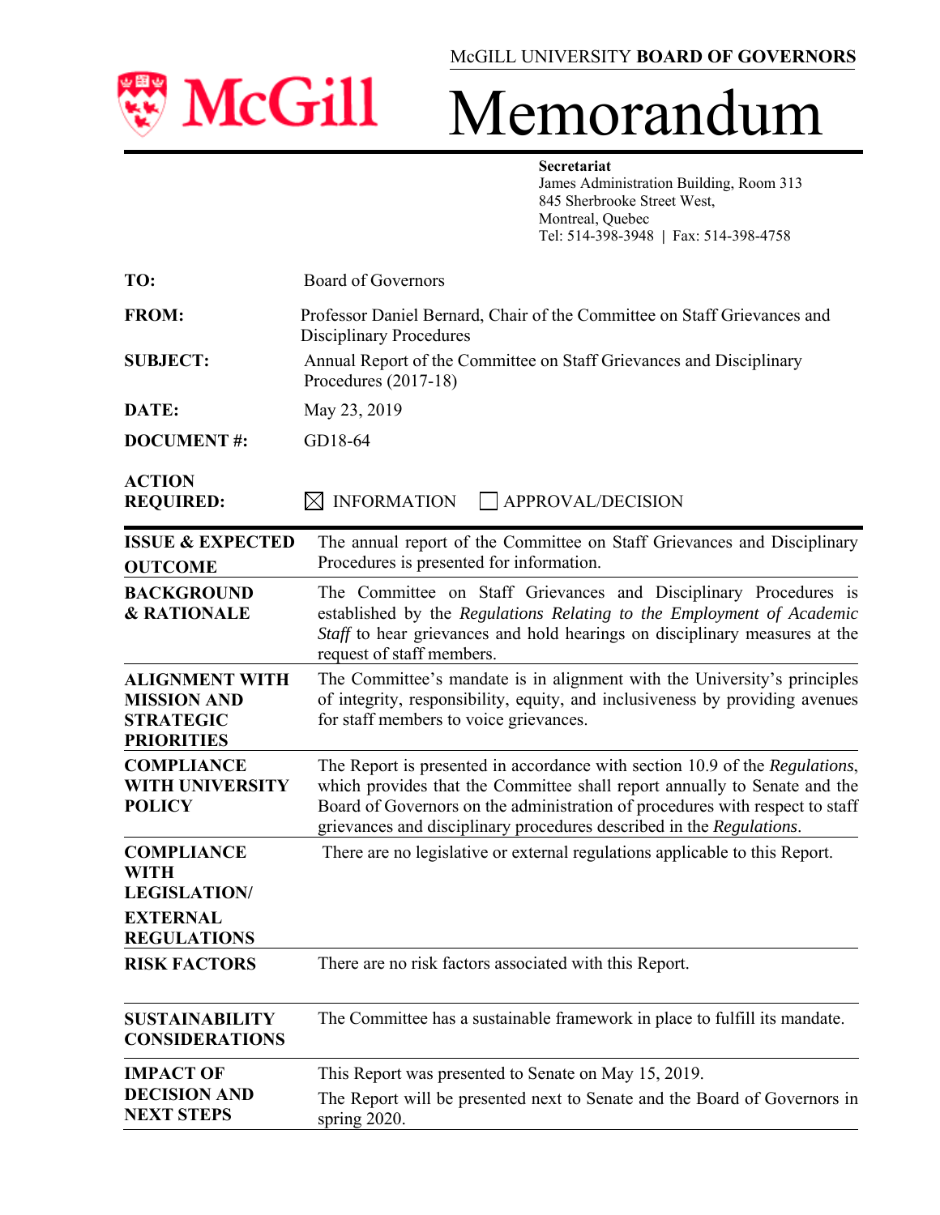McGILL UNIVERSITY **BOARD OF GOVERNORS**

# Memorandum

**Secretariat**
James Administration Building, Room 313
845 Sherbrooke Street West,
Montreal, Quebec
Tel: 514-398-3948 | Fax: 514-398-4758

| | |
|---|---|
| **TO:** | Board of Governors |
| **FROM:** | Professor Daniel Bernard, Chair of the Committee on Staff Grievances and Disciplinary Procedures |
| **SUBJECT:** | Annual Report of the Committee on Staff Grievances and Disciplinary Procedures (2017-18) |
| **DATE:** | May 23, 2019 |
| **DOCUMENT #:** | GD18-64 |
| **ACTION REQUIRED:** | ☒ INFORMATION ☐ APPROVAL/DECISION |

| | |
|---|---|
| **ISSUE & EXPECTED OUTCOME** | The annual report of the Committee on Staff Grievances and Disciplinary Procedures is presented for information. |
| **BACKGROUND & RATIONALE** | The Committee on Staff Grievances and Disciplinary Procedures is established by the *Regulations Relating to the Employment of Academic Staff* to hear grievances and hold hearings on disciplinary measures at the request of staff members. |
| **ALIGNMENT WITH MISSION AND STRATEGIC PRIORITIES** | The Committee's mandate is in alignment with the University's principles of integrity, responsibility, equity, and inclusiveness by providing avenues for staff members to voice grievances. |
| **COMPLIANCE WITH UNIVERSITY POLICY** | The Report is presented in accordance with section 10.9 of the *Regulations*, which provides that the Committee shall report annually to Senate and the Board of Governors on the administration of procedures with respect to staff grievances and disciplinary procedures described in the *Regulations*. |
| **COMPLIANCE WITH LEGISLATION/ EXTERNAL REGULATIONS** | There are no legislative or external regulations applicable to this Report. |
| **RISK FACTORS** | There are no risk factors associated with this Report. |
| **SUSTAINABILITY CONSIDERATIONS** | The Committee has a sustainable framework in place to fulfill its mandate. |
| **IMPACT OF DECISION AND NEXT STEPS** | This Report was presented to Senate on May 15, 2019. The Report will be presented next to Senate and the Board of Governors in spring 2020. |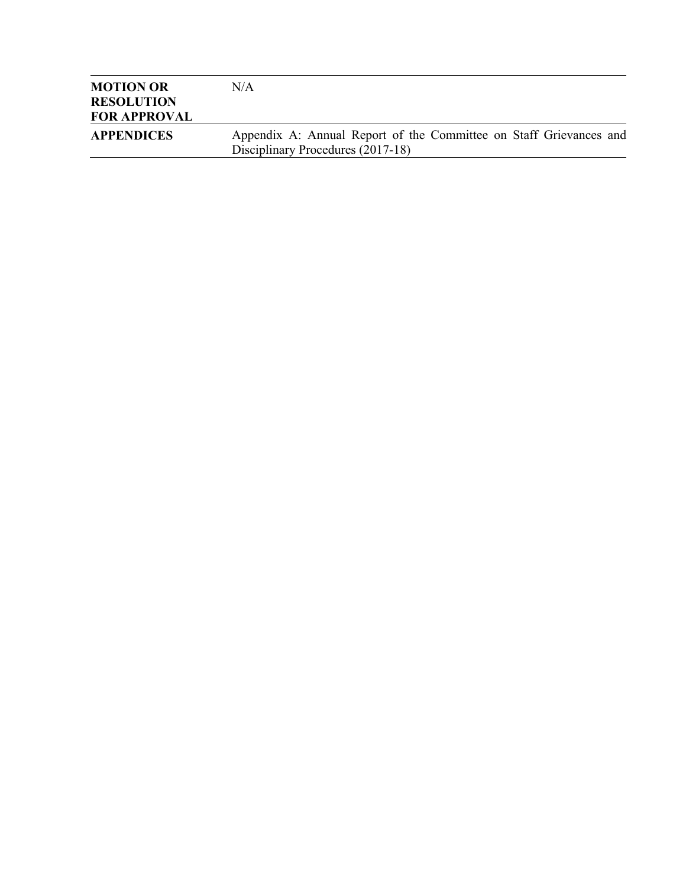| | |
|---|---|
| **MOTION OR RESOLUTION FOR APPROVAL** | N/A |
| **APPENDICES** | Appendix A: Annual Report of the Committee on Staff Grievances and Disciplinary Procedures (2017-18) |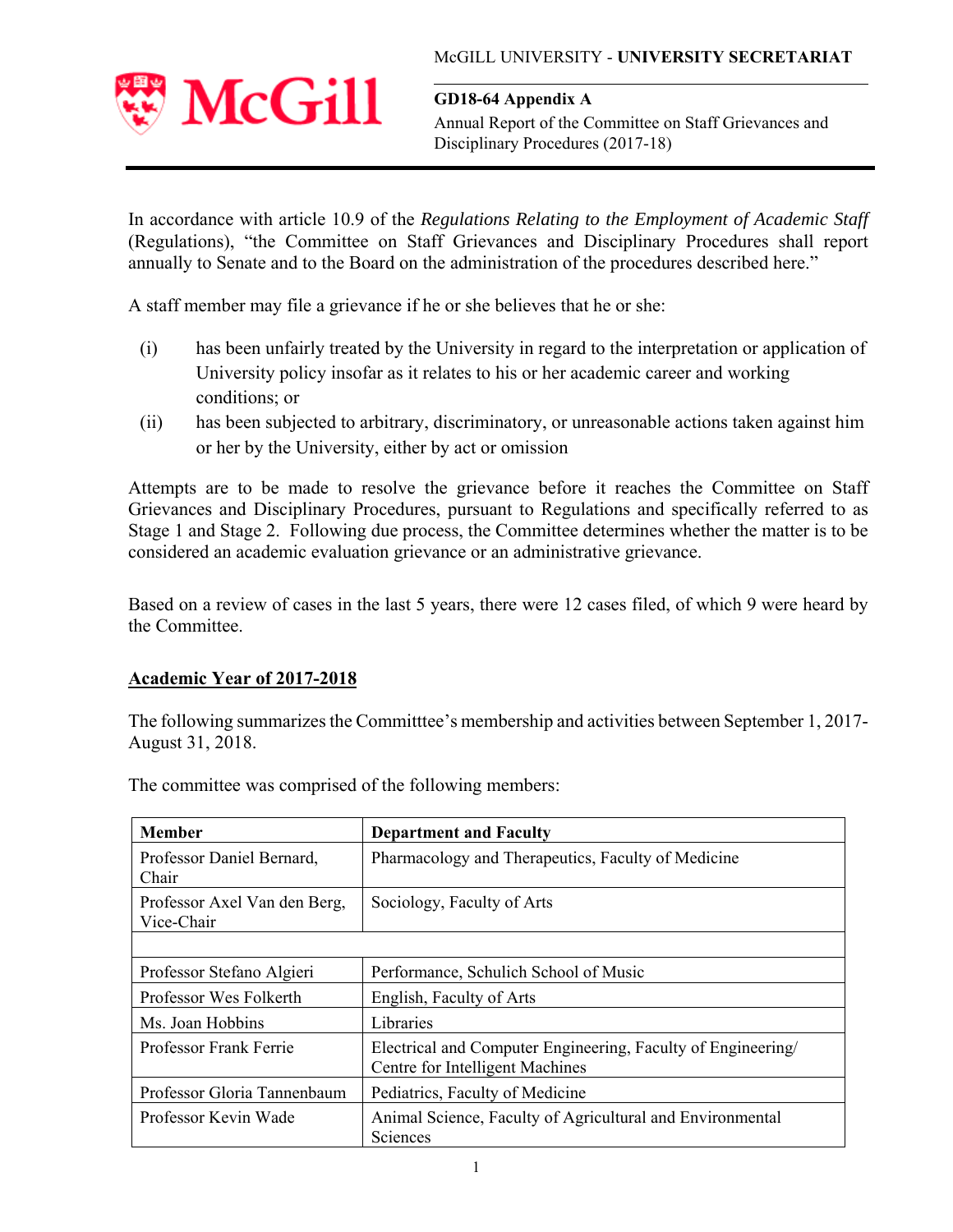McGILL UNIVERSITY - **UNIVERSITY SECRETARIAT**

**GD18-64 Appendix A**

Annual Report of the Committee on Staff Grievances and Disciplinary Procedures (2017-18)

In accordance with article 10.9 of the *Regulations Relating to the Employment of Academic Staff* (Regulations), "the Committee on Staff Grievances and Disciplinary Procedures shall report annually to Senate and to the Board on the administration of the procedures described here."

A staff member may file a grievance if he or she believes that he or she:

(i) has been unfairly treated by the University in regard to the interpretation or application of University policy insofar as it relates to his or her academic career and working conditions; or

(ii) has been subjected to arbitrary, discriminatory, or unreasonable actions taken against him or her by the University, either by act or omission

Attempts are to be made to resolve the grievance before it reaches the Committee on Staff Grievances and Disciplinary Procedures, pursuant to Regulations and specifically referred to as Stage 1 and Stage 2. Following due process, the Committee determines whether the matter is to be considered an academic evaluation grievance or an administrative grievance.

Based on a review of cases in the last 5 years, there were 12 cases filed, of which 9 were heard by the Committee.

## Academic Year of 2017-2018

The following summarizes the Committtee's membership and activities between September 1, 2017-August 31, 2018.

The committee was comprised of the following members:

| Member | Department and Faculty |
|---|---|
| Professor Daniel Bernard, Chair | Pharmacology and Therapeutics, Faculty of Medicine |
| Professor Axel Van den Berg, Vice-Chair | Sociology, Faculty of Arts |
| | |
| Professor Stefano Algieri | Performance, Schulich School of Music |
| Professor Wes Folkerth | English, Faculty of Arts |
| Ms. Joan Hobbins | Libraries |
| Professor Frank Ferrie | Electrical and Computer Engineering, Faculty of Engineering/ Centre for Intelligent Machines |
| Professor Gloria Tannenbaum | Pediatrics, Faculty of Medicine |
| Professor Kevin Wade | Animal Science, Faculty of Agricultural and Environmental Sciences |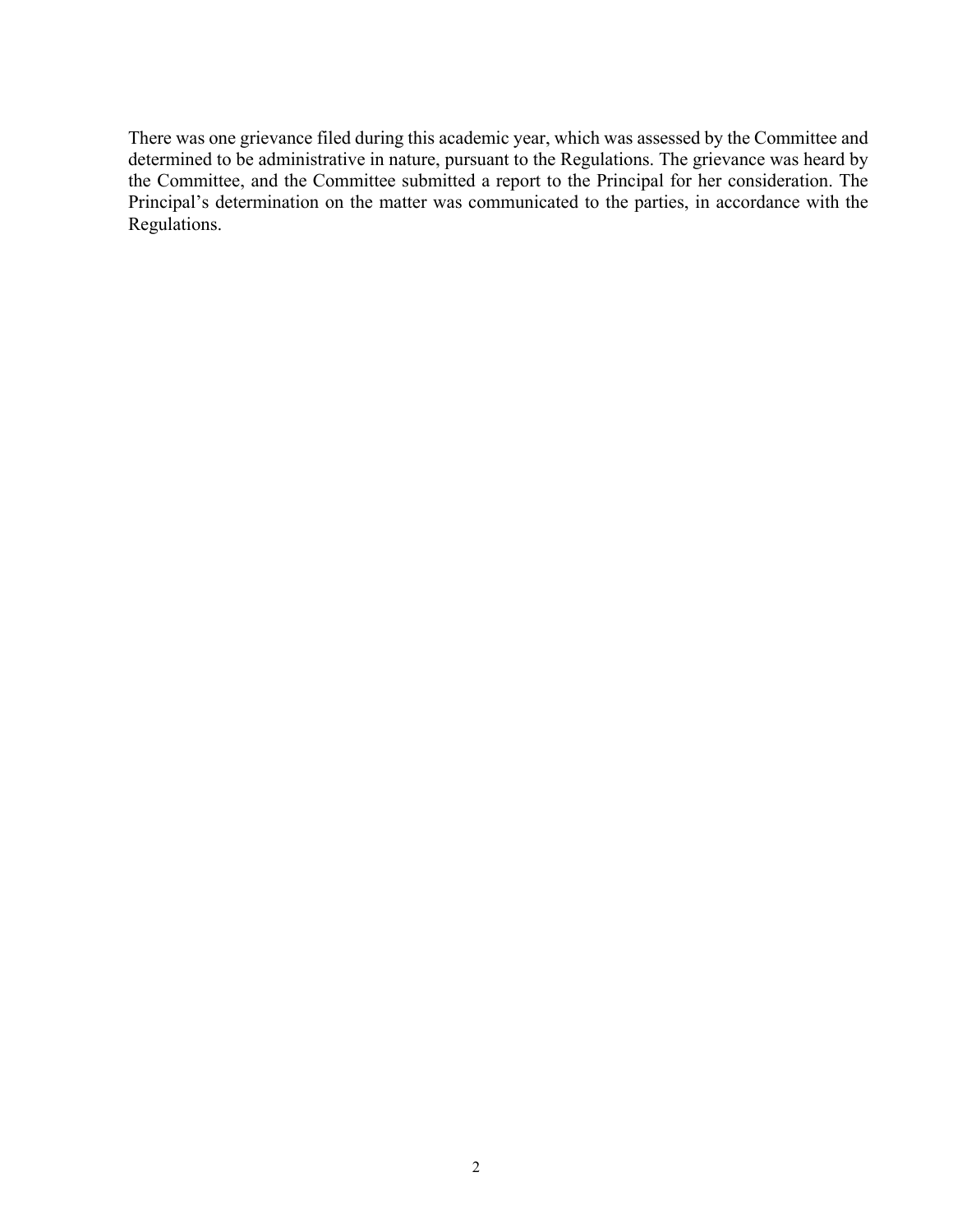There was one grievance filed during this academic year, which was assessed by the Committee and determined to be administrative in nature, pursuant to the Regulations. The grievance was heard by the Committee, and the Committee submitted a report to the Principal for her consideration. The Principal's determination on the matter was communicated to the parties, in accordance with the Regulations.